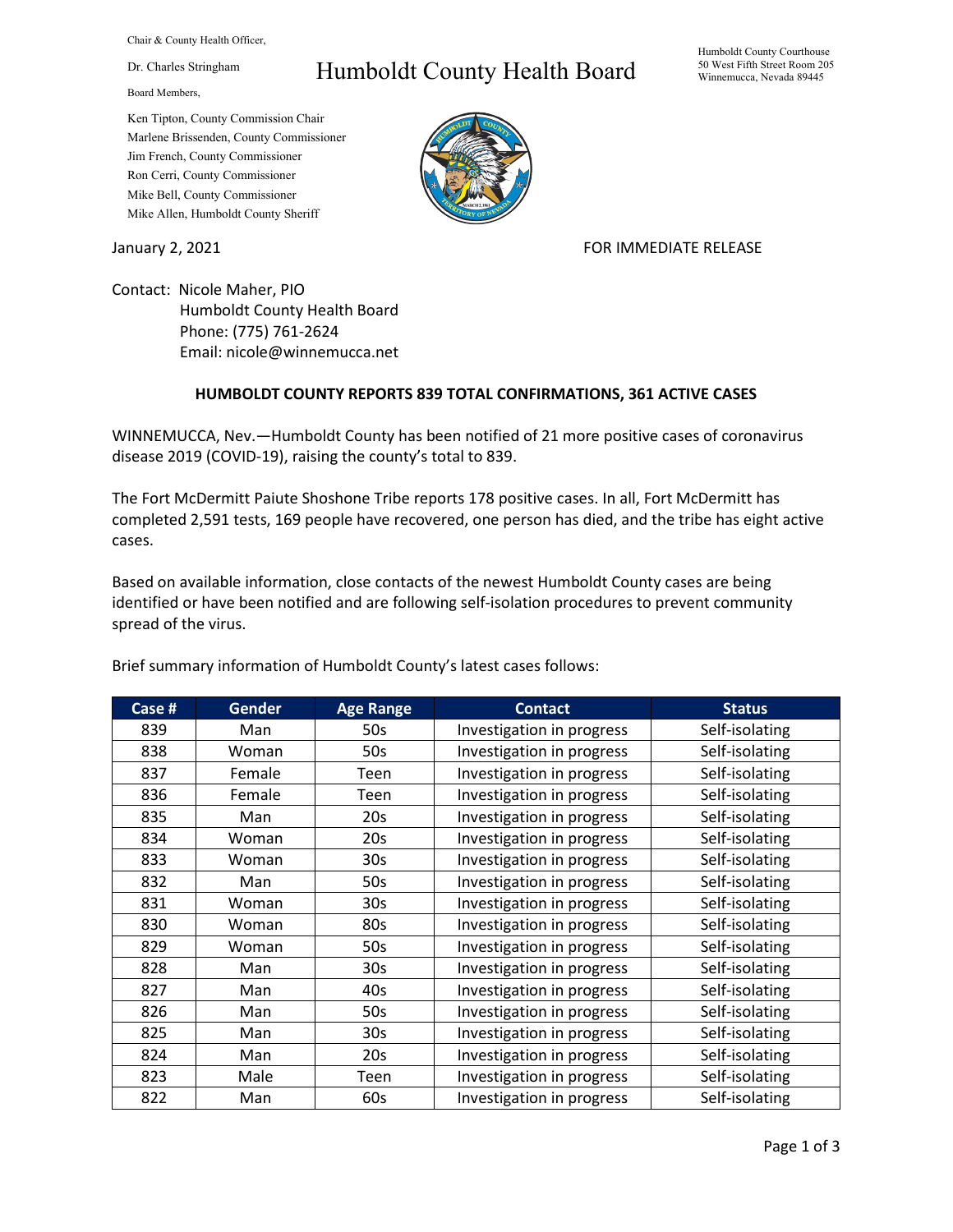Chair & County Health Officer,

Dr. Charles Stringham

# Humboldt County Health Board

Humboldt County Courthouse
50 West Fifth Street Room 205
Winnemucca, Nevada 89445

Board Members,

Ken Tipton, County Commission Chair
Marlene Brissenden, County Commissioner
Jim French, County Commissioner
Ron Cerri, County Commissioner
Mike Bell, County Commissioner
Mike Allen, Humboldt County Sheriff

January 2, 2021

FOR IMMEDIATE RELEASE

Contact: Nicole Maher, PIO
Humboldt County Health Board
Phone: (775) 761-2624
Email: nicole@winnemucca.net

**HUMBOLDT COUNTY REPORTS 839 TOTAL CONFIRMATIONS, 361 ACTIVE CASES**

WINNEMUCCA, Nev.—Humboldt County has been notified of 21 more positive cases of coronavirus disease 2019 (COVID-19), raising the county's total to 839.

The Fort McDermitt Paiute Shoshone Tribe reports 178 positive cases. In all, Fort McDermitt has completed 2,591 tests, 169 people have recovered, one person has died, and the tribe has eight active cases.

Based on available information, close contacts of the newest Humboldt County cases are being identified or have been notified and are following self-isolation procedures to prevent community spread of the virus.

Brief summary information of Humboldt County's latest cases follows:

| Case # | Gender | Age Range | Contact | Status |
|---|---|---|---|---|
| 839 | Man | 50s | Investigation in progress | Self-isolating |
| 838 | Woman | 50s | Investigation in progress | Self-isolating |
| 837 | Female | Teen | Investigation in progress | Self-isolating |
| 836 | Female | Teen | Investigation in progress | Self-isolating |
| 835 | Man | 20s | Investigation in progress | Self-isolating |
| 834 | Woman | 20s | Investigation in progress | Self-isolating |
| 833 | Woman | 30s | Investigation in progress | Self-isolating |
| 832 | Man | 50s | Investigation in progress | Self-isolating |
| 831 | Woman | 30s | Investigation in progress | Self-isolating |
| 830 | Woman | 80s | Investigation in progress | Self-isolating |
| 829 | Woman | 50s | Investigation in progress | Self-isolating |
| 828 | Man | 30s | Investigation in progress | Self-isolating |
| 827 | Man | 40s | Investigation in progress | Self-isolating |
| 826 | Man | 50s | Investigation in progress | Self-isolating |
| 825 | Man | 30s | Investigation in progress | Self-isolating |
| 824 | Man | 20s | Investigation in progress | Self-isolating |
| 823 | Male | Teen | Investigation in progress | Self-isolating |
| 822 | Man | 60s | Investigation in progress | Self-isolating |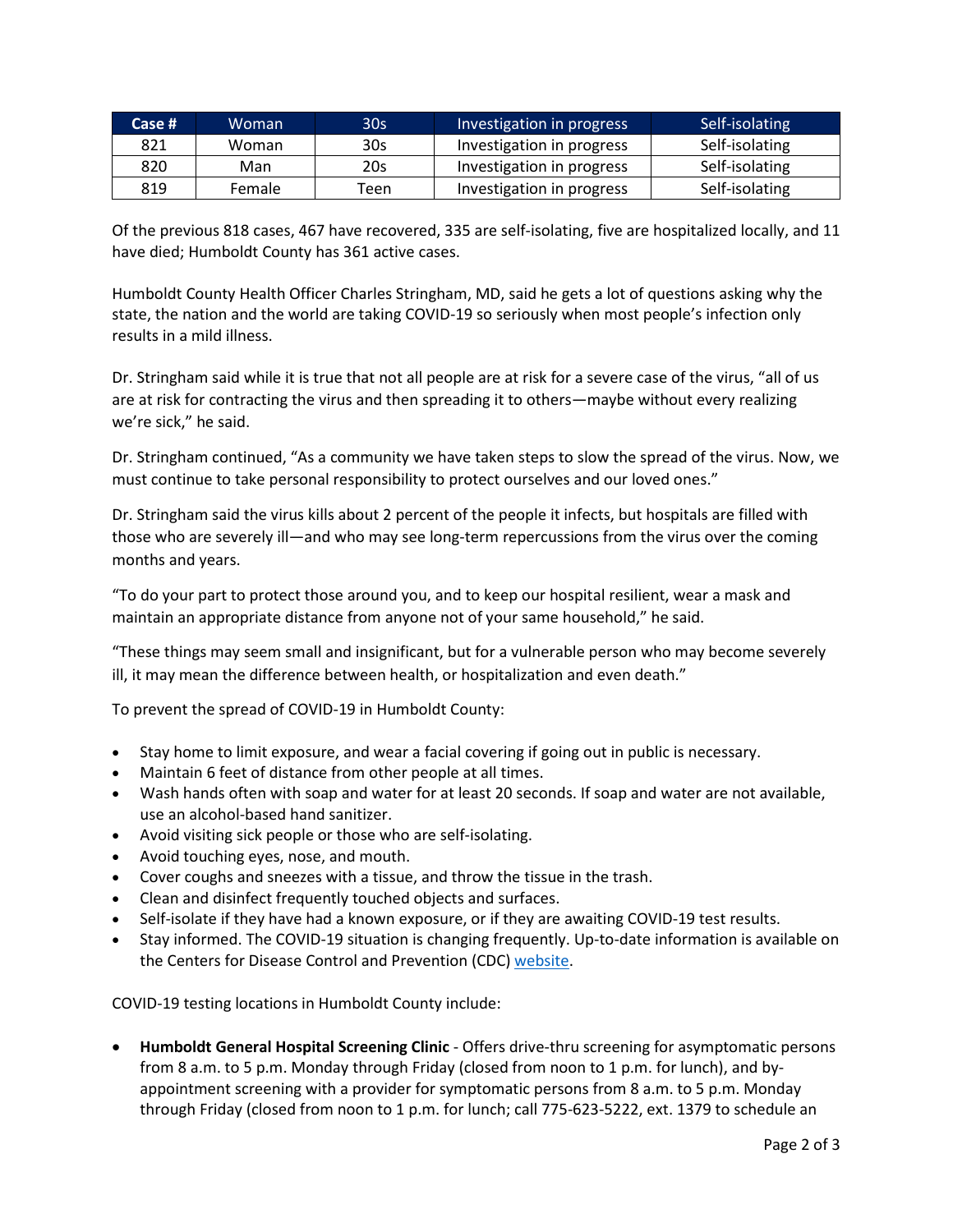| Case # | Woman | 30s | Investigation in progress | Self-isolating |
|---|---|---|---|---|
| 821 | Woman | 30s | Investigation in progress | Self-isolating |
| 820 | Man | 20s | Investigation in progress | Self-isolating |
| 819 | Female | Teen | Investigation in progress | Self-isolating |

Of the previous 818 cases, 467 have recovered, 335 are self-isolating, five are hospitalized locally, and 11 have died; Humboldt County has 361 active cases.

Humboldt County Health Officer Charles Stringham, MD, said he gets a lot of questions asking why the state, the nation and the world are taking COVID-19 so seriously when most people's infection only results in a mild illness.

Dr. Stringham said while it is true that not all people are at risk for a severe case of the virus, "all of us are at risk for contracting the virus and then spreading it to others—maybe without every realizing we're sick," he said.

Dr. Stringham continued, "As a community we have taken steps to slow the spread of the virus. Now, we must continue to take personal responsibility to protect ourselves and our loved ones."

Dr. Stringham said the virus kills about 2 percent of the people it infects, but hospitals are filled with those who are severely ill—and who may see long-term repercussions from the virus over the coming months and years.

"To do your part to protect those around you, and to keep our hospital resilient, wear a mask and maintain an appropriate distance from anyone not of your same household," he said.

"These things may seem small and insignificant, but for a vulnerable person who may become severely ill, it may mean the difference between health, or hospitalization and even death."

To prevent the spread of COVID-19 in Humboldt County:

- Stay home to limit exposure, and wear a facial covering if going out in public is necessary.
- Maintain 6 feet of distance from other people at all times.
- Wash hands often with soap and water for at least 20 seconds. If soap and water are not available, use an alcohol-based hand sanitizer.
- Avoid visiting sick people or those who are self-isolating.
- Avoid touching eyes, nose, and mouth.
- Cover coughs and sneezes with a tissue, and throw the tissue in the trash.
- Clean and disinfect frequently touched objects and surfaces.
- Self-isolate if they have had a known exposure, or if they are awaiting COVID-19 test results.
- Stay informed. The COVID-19 situation is changing frequently. Up-to-date information is available on the Centers for Disease Control and Prevention (CDC) website.

COVID-19 testing locations in Humboldt County include:

- **Humboldt General Hospital Screening Clinic** - Offers drive-thru screening for asymptomatic persons from 8 a.m. to 5 p.m. Monday through Friday (closed from noon to 1 p.m. for lunch), and by-appointment screening with a provider for symptomatic persons from 8 a.m. to 5 p.m. Monday through Friday (closed from noon to 1 p.m. for lunch; call 775-623-5222, ext. 1379 to schedule an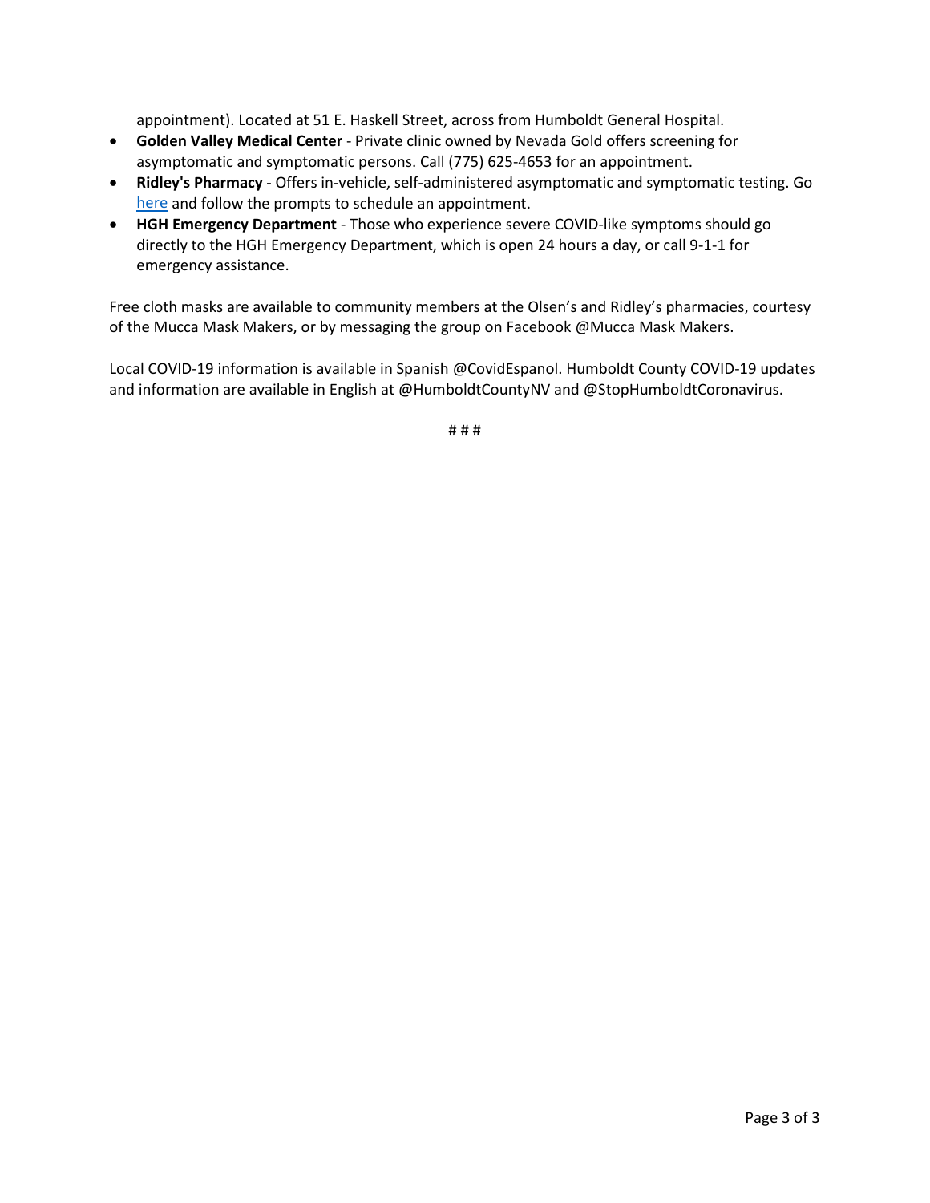appointment). Located at 51 E. Haskell Street, across from Humboldt General Hospital.

- **Golden Valley Medical Center** - Private clinic owned by Nevada Gold offers screening for asymptomatic and symptomatic persons. Call (775) 625-4653 for an appointment.
- **Ridley's Pharmacy** - Offers in-vehicle, self-administered asymptomatic and symptomatic testing. Go here and follow the prompts to schedule an appointment.
- **HGH Emergency Department** - Those who experience severe COVID-like symptoms should go directly to the HGH Emergency Department, which is open 24 hours a day, or call 9-1-1 for emergency assistance.

Free cloth masks are available to community members at the Olsen's and Ridley's pharmacies, courtesy of the Mucca Mask Makers, or by messaging the group on Facebook @Mucca Mask Makers.

Local COVID-19 information is available in Spanish @CovidEspanol. Humboldt County COVID-19 updates and information are available in English at @HumboldtCountyNV and @StopHumboldtCoronavirus.

# # #